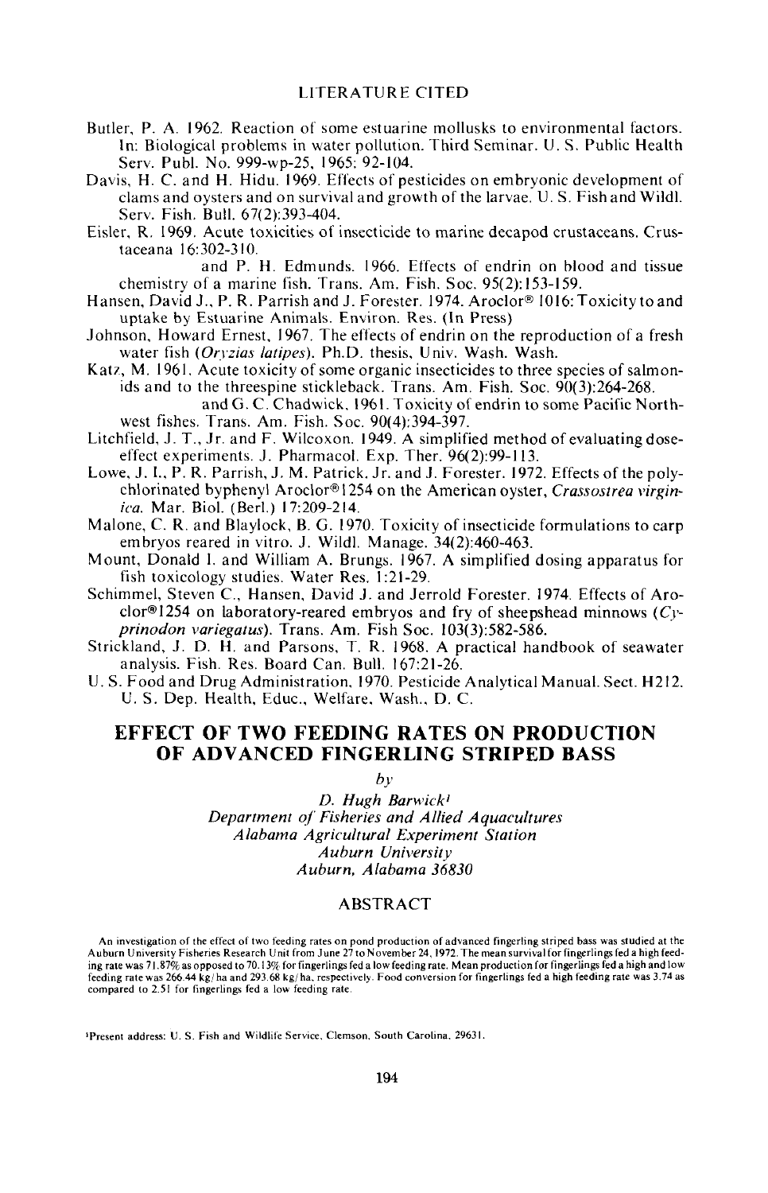## LITERATURE CITED

Butler, P. A. 1962. Reaction of some estuarine mollusks to environmental factors. In: Biological problems in water pollution. Third Seminar. U. S. Public Health Serv. Publ. No. 999-wp-25, 1965; 92-104.

Davis, H. C. and H. Hidu. 1969. Effects of pesticides on embryonic development of clams and oysters and on survival and growth of the larvae. U. S. Fish and Wildl. Serv. Fish. Bull. 67(2):393-404.

Eisler, R. 1969. Acute toxicities of insecticide to marine decapod crustaceans. Crustaceana 16:302-310.

——— and P. H. Edmunds. 1966. Effects of endrin on blood and tissue chemistry of a marine fish. Trans. Am. Fish. Soc. 95(2):153-159.

Hansen, David J., P. R. Parrish and J. Forester. 1974. Aroclor® 1016: Toxicity to and uptake by Estuarine Animals. Environ. Res. (In Press)

Johnson, Howard Ernest, 1967. The effects of endrin on the reproduction of a fresh water fish (*Oryzias latipes*). Ph.D. thesis, Univ. Wash. Wash.

Katz, M. 1961. Acute toxicity of some organic insecticides to three species of salmonids and to the threespine stickleback. Trans. Am. Fish. Soc. 90(3):264-268.

——— and G. C. Chadwick, 1961. Toxicity of endrin to some Pacific Northwest fishes. Trans. Am. Fish. Soc. 90(4):394-397.

Litchfield, J. T., Jr. and F. Wilcoxon. 1949. A simplified method of evaluating dose-effect experiments. J. Pharmacol. Exp. Ther. 96(2):99-113.

Lowe, J. I., P. R. Parrish, J. M. Patrick, Jr. and J. Forester. 1972. Effects of the polychlorinated byphenyl Aroclor®1254 on the American oyster, *Crassostrea virginica*. Mar. Biol. (Berl.) 17:209-214.

Malone, C. R. and Blaylock, B. G. 1970. Toxicity of insecticide formulations to carp embryos reared in vitro. J. Wildl. Manage. 34(2):460-463.

Mount, Donald I. and William A. Brungs. 1967. A simplified dosing apparatus for fish toxicology studies. Water Res. 1:21-29.

Schimmel, Steven C., Hansen, David J. and Jerrold Forester. 1974. Effects of Aroclor®1254 on laboratory-reared embryos and fry of sheepshead minnows (*Cyprinodon variegatus*). Trans. Am. Fish Soc. 103(3):582-586.

Strickland, J. D. H. and Parsons, T. R. 1968. A practical handbook of seawater analysis. Fish. Res. Board Can. Bull. 167:21-26.

U. S. Food and Drug Administration, 1970. Pesticide Analytical Manual. Sect. H212. U. S. Dep. Health, Educ., Welfare, Wash., D. C.

# EFFECT OF TWO FEEDING RATES ON PRODUCTION OF ADVANCED FINGERLING STRIPED BASS

*by*

*D. Hugh Barwick*[1]
*Department of Fisheries and Allied Aquacultures*
*Alabama Agricultural Experiment Station*
*Auburn University*
*Auburn, Alabama 36830*

## ABSTRACT

An investigation of the effect of two feeding rates on pond production of advanced fingerling striped bass was studied at the Auburn University Fisheries Research Unit from June 27 to November 24, 1972. The mean survival for fingerlings fed a high feeding rate was 71.87% as opposed to 70.13% for fingerlings fed a low feeding rate. Mean production for fingerlings fed a high and low feeding rate was 266.44 kg/ha and 293.68 kg/ha, respectively. Food conversion for fingerlings fed a high feeding rate was 3.74 as compared to 2.51 for fingerlings fed a low feeding rate.

[1]Present address: U. S. Fish and Wildlife Service, Clemson, South Carolina, 29631.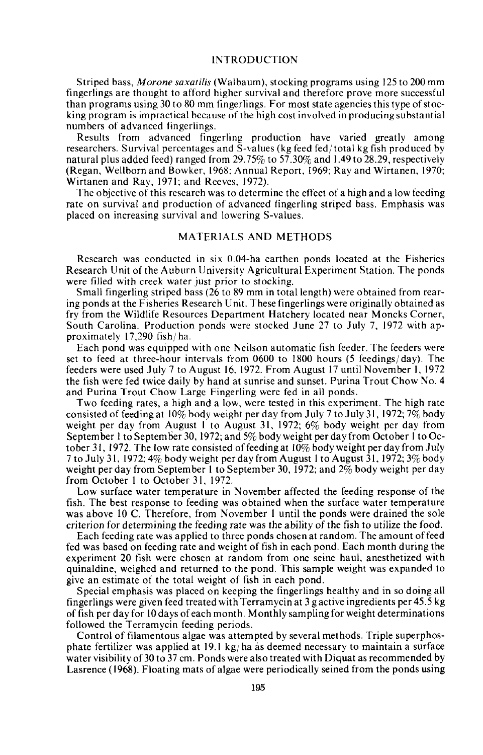## INTRODUCTION

Striped bass, *Morone saxatilis* (Walbaum), stocking programs using 125 to 200 mm fingerlings are thought to afford higher survival and therefore prove more successful than programs using 30 to 80 mm fingerlings. For most state agencies this type of stocking program is impractical because of the high cost involved in producing substantial numbers of advanced fingerlings.

Results from advanced fingerling production have varied greatly among researchers. Survival percentages and S-values (kg feed fed/total kg fish produced by natural plus added feed) ranged from 29.75% to 57.30% and 1.49 to 28.29, respectively (Regan, Wellborn and Bowker, 1968; Annual Report, 1969; Ray and Wirtanen, 1970; Wirtanen and Ray, 1971; and Reeves, 1972).

The objective of this research was to determine the effect of a high and a low feeding rate on survival and production of advanced fingerling striped bass. Emphasis was placed on increasing survival and lowering S-values.

## MATERIALS AND METHODS

Research was conducted in six 0.04-ha earthen ponds located at the Fisheries Research Unit of the Auburn University Agricultural Experiment Station. The ponds were filled with creek water just prior to stocking.

Small fingerling striped bass (26 to 89 mm in total length) were obtained from rearing ponds at the Fisheries Research Unit. These fingerlings were originally obtained as fry from the Wildlife Resources Department Hatchery located near Moncks Corner, South Carolina. Production ponds were stocked June 27 to July 7, 1972 with approximately 17,290 fish/ha.

Each pond was equipped with one Neilson automatic fish feeder. The feeders were set to feed at three-hour intervals from 0600 to 1800 hours (5 feedings/day). The feeders were used July 7 to August 16, 1972. From August 17 until November 1, 1972 the fish were fed twice daily by hand at sunrise and sunset. Purina Trout Chow No. 4 and Purina Trout Chow Large Fingerling were fed in all ponds.

Two feeding rates, a high and a low, were tested in this experiment. The high rate consisted of feeding at 10% body weight per day from July 7 to July 31, 1972; 7% body weight per day from August 1 to August 31, 1972; 6% body weight per day from September 1 to September 30, 1972; and 5% body weight per day from October 1 to October 31, 1972. The low rate consisted of feeding at 10% body weight per day from July 7 to July 31, 1972; 4% body weight per day from August 1 to August 31, 1972; 3% body weight per day from September 1 to September 30, 1972; and 2% body weight per day from October 1 to October 31, 1972.

Low surface water temperature in November affected the feeding response of the fish. The best response to feeding was obtained when the surface water temperature was above 10 C. Therefore, from November 1 until the ponds were drained the sole criterion for determining the feeding rate was the ability of the fish to utilize the food.

Each feeding rate was applied to three ponds chosen at random. The amount of feed fed was based on feeding rate and weight of fish in each pond. Each month during the experiment 20 fish were chosen at random from one seine haul, anesthetized with quinaldine, weighed and returned to the pond. This sample weight was expanded to give an estimate of the total weight of fish in each pond.

Special emphasis was placed on keeping the fingerlings healthy and in so doing all fingerlings were given feed treated with Terramycin at 3 g active ingredients per 45.5 kg of fish per day for 10 days of each month. Monthly sampling for weight determinations followed the Terramycin feeding periods.

Control of filamentous algae was attempted by several methods. Triple superphosphate fertilizer was applied at 19.1 kg/ha as deemed necessary to maintain a surface water visibility of 30 to 37 cm. Ponds were also treated with Diquat as recommended by Lasrence (1968). Floating mats of algae were periodically seined from the ponds using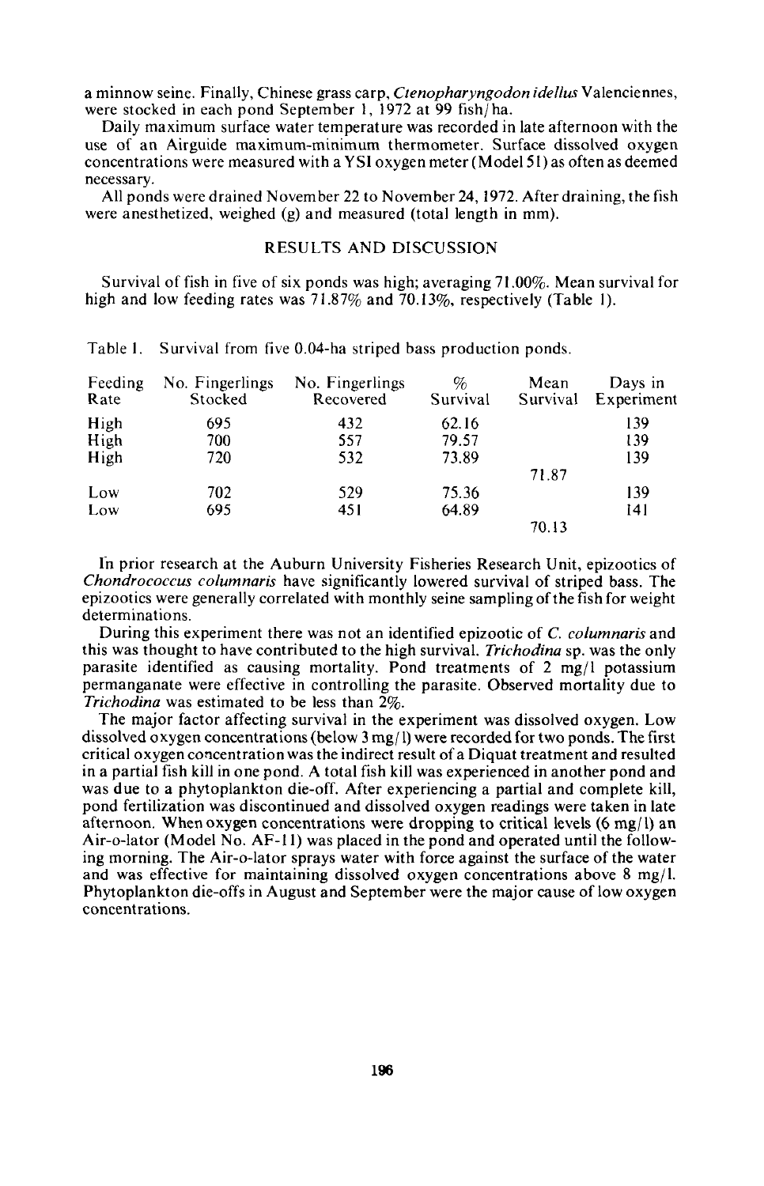a minnow seine. Finally, Chinese grass carp, *Ctenopharyngodon idellus* Valenciennes, were stocked in each pond September 1, 1972 at 99 fish/ha.

Daily maximum surface water temperature was recorded in late afternoon with the use of an Airguide maximum-minimum thermometer. Surface dissolved oxygen concentrations were measured with a YSI oxygen meter (Model 51) as often as deemed necessary.

All ponds were drained November 22 to November 24, 1972. After draining, the fish were anesthetized, weighed (g) and measured (total length in mm).

## RESULTS AND DISCUSSION

Survival of fish in five of six ponds was high; averaging 71.00%. Mean survival for high and low feeding rates was 71.87% and 70.13%, respectively (Table 1).

Table 1. Survival from five 0.04-ha striped bass production ponds.

| Feeding Rate | No. Fingerlings Stocked | No. Fingerlings Recovered | % Survival | Mean Survival | Days in Experiment |
|---|---|---|---|---|---|
| High | 695 | 432 | 62.16 | | 139 |
| High | 700 | 557 | 79.57 | | 139 |
| High | 720 | 532 | 73.89 | | 139 |
| | | | | 71.87 | |
| Low | 702 | 529 | 75.36 | | 139 |
| Low | 695 | 451 | 64.89 | | 141 |
| | | | | 70.13 | |

In prior research at the Auburn University Fisheries Research Unit, epizootics of *Chondrococcus columnaris* have significantly lowered survival of striped bass. The epizootics were generally correlated with monthly seine sampling of the fish for weight determinations.

During this experiment there was not an identified epizootic of *C. columnaris* and this was thought to have contributed to the high survival. *Trichodina* sp. was the only parasite identified as causing mortality. Pond treatments of 2 mg/l potassium permanganate were effective in controlling the parasite. Observed mortality due to *Trichodina* was estimated to be less than 2%.

The major factor affecting survival in the experiment was dissolved oxygen. Low dissolved oxygen concentrations (below 3 mg/l) were recorded for two ponds. The first critical oxygen concentration was the indirect result of a Diquat treatment and resulted in a partial fish kill in one pond. A total fish kill was experienced in another pond and was due to a phytoplankton die-off. After experiencing a partial and complete kill, pond fertilization was discontinued and dissolved oxygen readings were taken in late afternoon. When oxygen concentrations were dropping to critical levels (6 mg/l) an Air-o-lator (Model No. AF-11) was placed in the pond and operated until the following morning. The Air-o-lator sprays water with force against the surface of the water and was effective for maintaining dissolved oxygen concentrations above 8 mg/l. Phytoplankton die-offs in August and September were the major cause of low oxygen concentrations.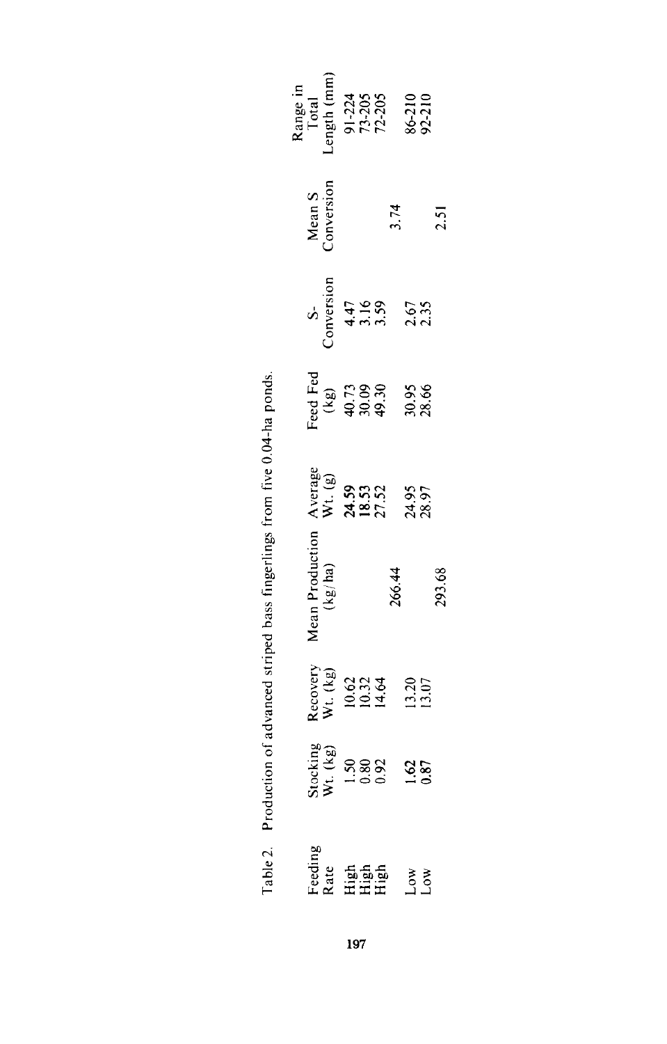Table 2. Production of advanced striped bass fingerlings from five 0.04-ha ponds.

| Feeding Rate | Stocking Wt. (kg) | Recovery Wt. (kg) | Mean Production (kg/ha) | Average Wt. (g) | Feed Fed (kg) | S-Conversion | Mean S Conversion | Range in Total Length (mm) |
|---|---|---|---|---|---|---|---|---|
| High | 1.50 | 10.62 | | 24.59 | 40.73 | 4.47 | | 91-224 |
| High | 0.80 | 10.32 | | 18.53 | 30.09 | 3.16 | | 73-205 |
| High | 0.92 | 14.64 | | 27.52 | 49.30 | 3.59 | | 72-205 |
| | | | 266.44 | | | | 3.74 | |
| Low | 1.62 | 13.20 | | 24.95 | 30.95 | 2.67 | | 86-210 |
| Low | 0.87 | 13.07 | | 28.97 | 28.66 | 2.35 | | 92-210 |
| | | | 293.68 | | | | 2.51 | |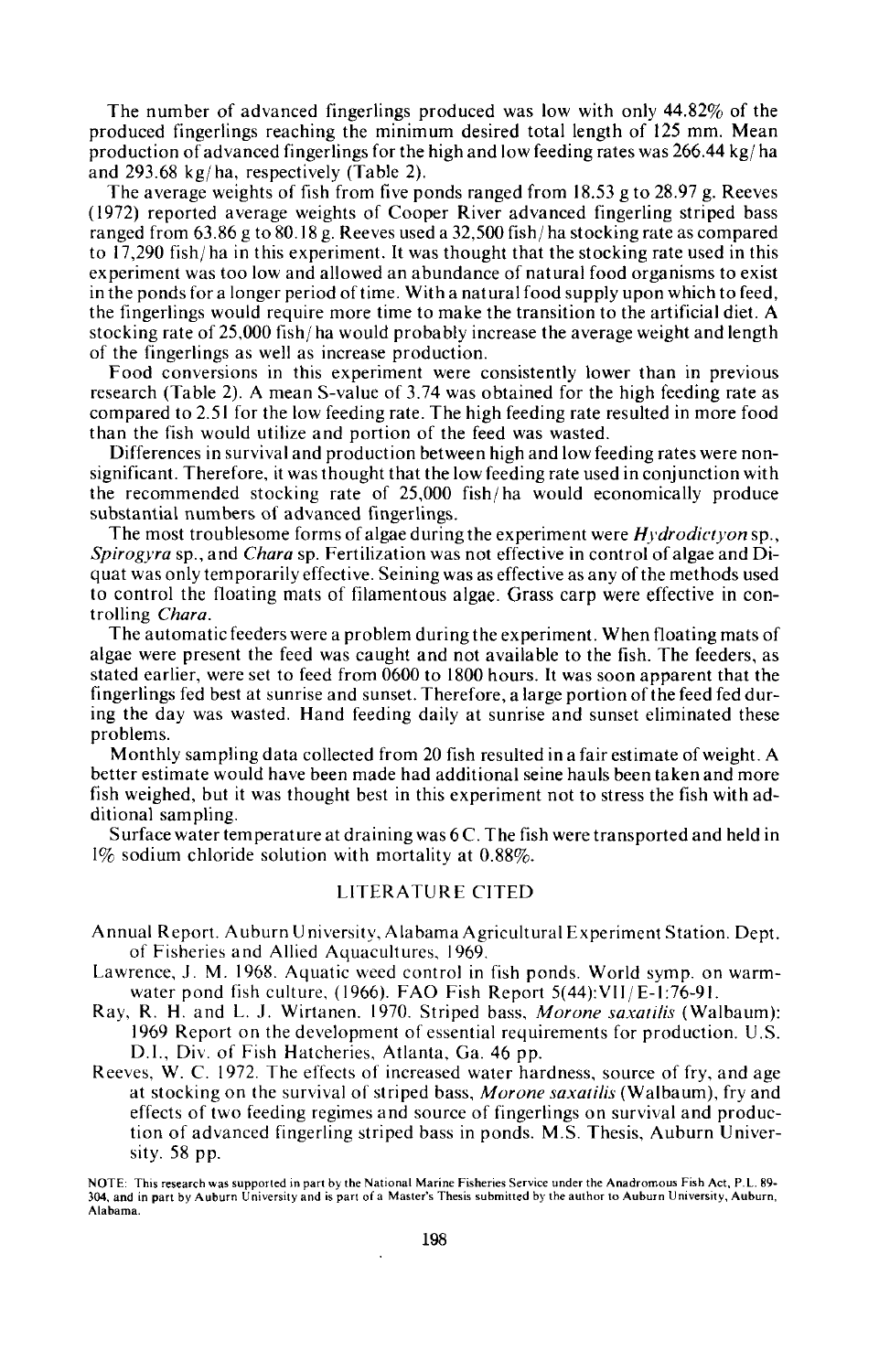The number of advanced fingerlings produced was low with only 44.82% of the produced fingerlings reaching the minimum desired total length of 125 mm. Mean production of advanced fingerlings for the high and low feeding rates was 266.44 kg/ha and 293.68 kg/ha, respectively (Table 2).

The average weights of fish from five ponds ranged from 18.53 g to 28.97 g. Reeves (1972) reported average weights of Cooper River advanced fingerling striped bass ranged from 63.86 g to 80.18 g. Reeves used a 32,500 fish/ha stocking rate as compared to 17,290 fish/ha in this experiment. It was thought that the stocking rate used in this experiment was too low and allowed an abundance of natural food organisms to exist in the ponds for a longer period of time. With a natural food supply upon which to feed, the fingerlings would require more time to make the transition to the artificial diet. A stocking rate of 25,000 fish/ha would probably increase the average weight and length of the fingerlings as well as increase production.

Food conversions in this experiment were consistently lower than in previous research (Table 2). A mean S-value of 3.74 was obtained for the high feeding rate as compared to 2.51 for the low feeding rate. The high feeding rate resulted in more food than the fish would utilize and portion of the feed was wasted.

Differences in survival and production between high and low feeding rates were non-significant. Therefore, it was thought that the low feeding rate used in conjunction with the recommended stocking rate of 25,000 fish/ha would economically produce substantial numbers of advanced fingerlings.

The most troublesome forms of algae during the experiment were *Hydrodictyon* sp., *Spirogyra* sp., and *Chara* sp. Fertilization was not effective in control of algae and Diquat was only temporarily effective. Seining was as effective as any of the methods used to control the floating mats of filamentous algae. Grass carp were effective in controlling *Chara*.

The automatic feeders were a problem during the experiment. When floating mats of algae were present the feed was caught and not available to the fish. The feeders, as stated earlier, were set to feed from 0600 to 1800 hours. It was soon apparent that the fingerlings fed best at sunrise and sunset. Therefore, a large portion of the feed fed during the day was wasted. Hand feeding daily at sunrise and sunset eliminated these problems.

Monthly sampling data collected from 20 fish resulted in a fair estimate of weight. A better estimate would have been made had additional seine hauls been taken and more fish weighed, but it was thought best in this experiment not to stress the fish with additional sampling.

Surface water temperature at draining was 6 C. The fish were transported and held in 1% sodium chloride solution with mortality at 0.88%.

## LITERATURE CITED

Annual Report. Auburn University, Alabama Agricultural Experiment Station. Dept. of Fisheries and Allied Aquacultures, 1969.

Lawrence, J. M. 1968. Aquatic weed control in fish ponds. World symp. on warm-water pond fish culture, (1966). FAO Fish Report 5(44):VII/E-1:76-91.

Ray, R. H. and L. J. Wirtanen. 1970. Striped bass, *Morone saxatilis* (Walbaum): 1969 Report on the development of essential requirements for production. U.S. D.I., Div. of Fish Hatcheries, Atlanta, Ga. 46 pp.

Reeves, W. C. 1972. The effects of increased water hardness, source of fry, and age at stocking on the survival of striped bass, *Morone saxatilis* (Walbaum), fry and effects of two feeding regimes and source of fingerlings on survival and production of advanced fingerling striped bass in ponds. M.S. Thesis, Auburn University. 58 pp.

NOTE: This research was supported in part by the National Marine Fisheries Service under the Anadromous Fish Act, P.L. 89-304, and in part by Auburn University and is part of a Master's Thesis submitted by the author to Auburn University, Auburn, Alabama.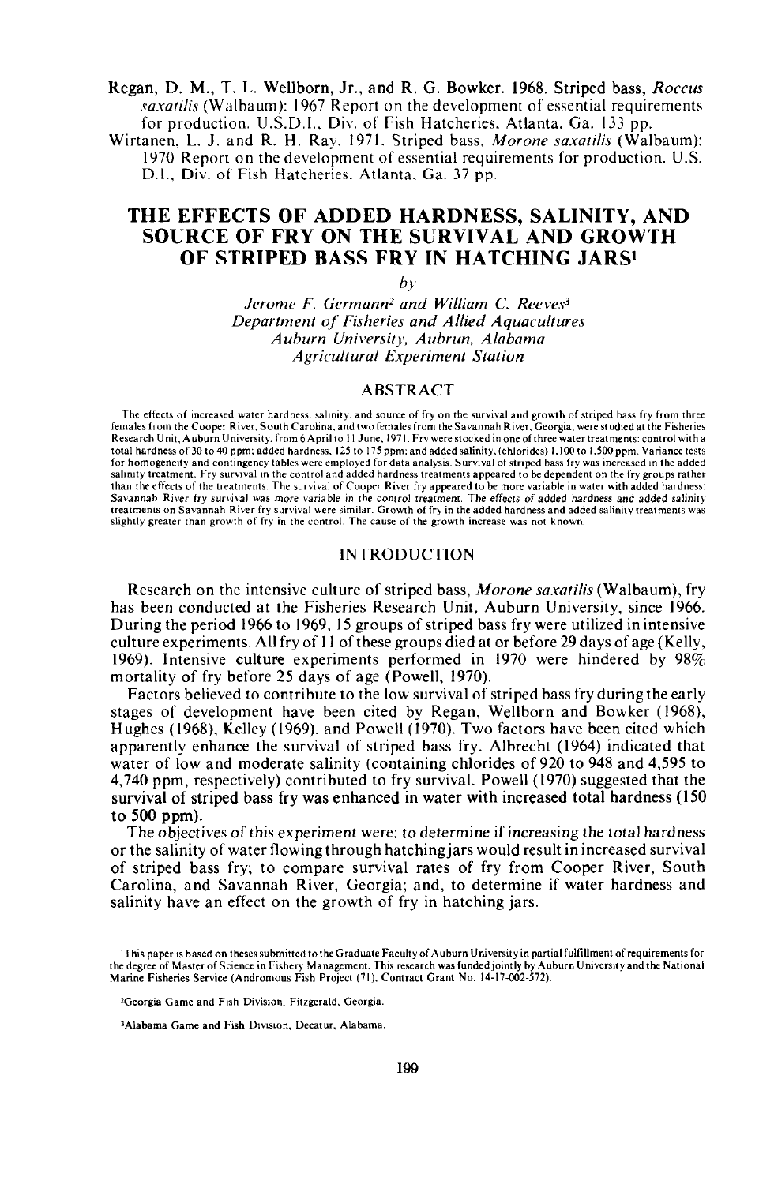Regan, D. M., T. L. Wellborn, Jr., and R. G. Bowker. 1968. Striped bass, *Roccus saxatilis* (Walbaum): 1967 Report on the development of essential requirements for production. U.S.D.I., Div. of Fish Hatcheries, Atlanta, Ga. 133 pp.

Wirtanen, L. J. and R. H. Ray. 1971. Striped bass, *Morone saxatilis* (Walbaum): 1970 Report on the development of essential requirements for production. U.S. D.I., Div. of Fish Hatcheries, Atlanta, Ga. 37 pp.

# THE EFFECTS OF ADDED HARDNESS, SALINITY, AND SOURCE OF FRY ON THE SURVIVAL AND GROWTH OF STRIPED BASS FRY IN HATCHING JARS[1]

*by*

*Jerome F. Germann[2] and William C. Reeves[3]*
*Department of Fisheries and Allied Aquacultures*
*Auburn University, Aubrun, Alabama*
*Agricultural Experiment Station*

## ABSTRACT

The effects of increased water hardness, salinity, and source of fry on the survival and growth of striped bass fry from three females from the Cooper River, South Carolina, and two females from the Savannah River, Georgia, were studied at the Fisheries Research Unit, Auburn University, from 6 April to 11 June, 1971. Fry were stocked in one of three water treatments: control with a total hardness of 30 to 40 ppm; added hardness, 125 to 175 ppm; and added salinity, (chlorides) 1,100 to 1,500 ppm. Variance tests for homogeneity and contingency tables were employed for data analysis. Survival of striped bass fry was increased in the added salinity treatment. Fry survival in the control and added hardness treatments appeared to be dependent on the fry groups rather than the effects of the treatments. The survival of Cooper River fry appeared to be more variable in water with added hardness; Savannah River fry survival was more variable in the control treatment. The effects of added hardness and added salinity treatments on Savannah River fry survival were similar. Growth of fry in the added hardness and added salinity treatments was slightly greater than growth of fry in the control. The cause of the growth increase was not known.

## INTRODUCTION

Research on the intensive culture of striped bass, *Morone saxatilis* (Walbaum), fry has been conducted at the Fisheries Research Unit, Auburn University, since 1966. During the period 1966 to 1969, 15 groups of striped bass fry were utilized in intensive culture experiments. All fry of 11 of these groups died at or before 29 days of age (Kelly, 1969). Intensive culture experiments performed in 1970 were hindered by 98% mortality of fry before 25 days of age (Powell, 1970).

Factors believed to contribute to the low survival of striped bass fry during the early stages of development have been cited by Regan, Wellborn and Bowker (1968), Hughes (1968), Kelley (1969), and Powell (1970). Two factors have been cited which apparently enhance the survival of striped bass fry. Albrecht (1964) indicated that water of low and moderate salinity (containing chlorides of 920 to 948 and 4,595 to 4,740 ppm, respectively) contributed to fry survival. Powell (1970) suggested that the survival of striped bass fry was enhanced in water with increased total hardness (150 to 500 ppm).

The objectives of this experiment were: to determine if increasing the total hardness or the salinity of water flowing through hatching jars would result in increased survival of striped bass fry; to compare survival rates of fry from Cooper River, South Carolina, and Savannah River, Georgia; and, to determine if water hardness and salinity have an effect on the growth of fry in hatching jars.

[1]This paper is based on theses submitted to the Graduate Faculty of Auburn University in partial fulfillment of requirements for the degree of Master of Science in Fishery Management. This research was funded jointly by Auburn University and the National Marine Fisheries Service (Andromous Fish Project (71), Contract Grant No. 14-17-002-572).

[2]Georgia Game and Fish Division, Fitzgerald, Georgia.

[3]Alabama Game and Fish Division, Decatur, Alabama.